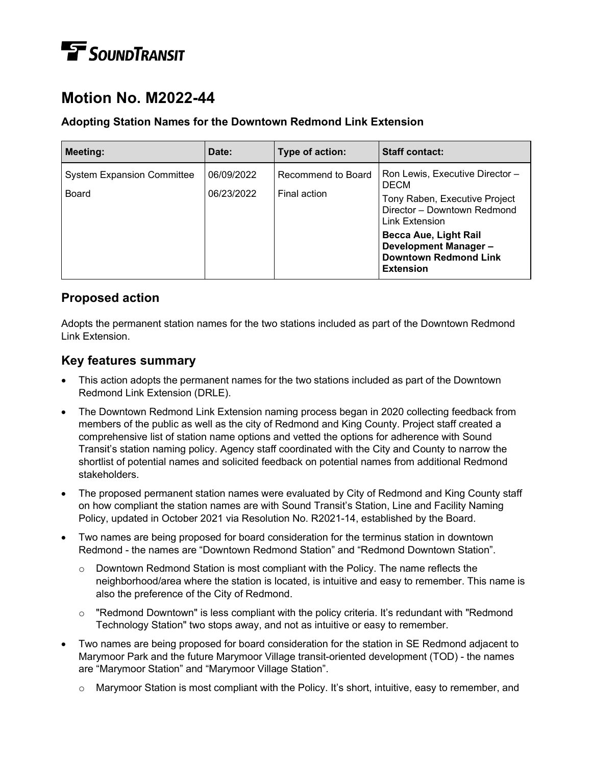SOUNDTRANSIT

# Motion No. M2022-44

### Adopting Station Names for the Downtown Redmond Link Extension

| Meeting: | Date: | Type of action: | Staff contact: |
|---|---|---|---|
| System Expansion Committee<br>Board | 06/09/2022<br>06/23/2022 | Recommend to Board<br>Final action | Ron Lewis, Executive Director – DECM<br>Tony Raben, Executive Project Director – Downtown Redmond Link Extension<br>**Becca Aue, Light Rail Development Manager – Downtown Redmond Link Extension** |

## Proposed action

Adopts the permanent station names for the two stations included as part of the Downtown Redmond Link Extension.

## Key features summary

- This action adopts the permanent names for the two stations included as part of the Downtown Redmond Link Extension (DRLE).
- The Downtown Redmond Link Extension naming process began in 2020 collecting feedback from members of the public as well as the city of Redmond and King County. Project staff created a comprehensive list of station name options and vetted the options for adherence with Sound Transit's station naming policy. Agency staff coordinated with the City and County to narrow the shortlist of potential names and solicited feedback on potential names from additional Redmond stakeholders.
- The proposed permanent station names were evaluated by City of Redmond and King County staff on how compliant the station names are with Sound Transit's Station, Line and Facility Naming Policy, updated in October 2021 via Resolution No. R2021-14, established by the Board.
- Two names are being proposed for board consideration for the terminus station in downtown Redmond - the names are "Downtown Redmond Station" and "Redmond Downtown Station".
  - Downtown Redmond Station is most compliant with the Policy. The name reflects the neighborhood/area where the station is located, is intuitive and easy to remember. This name is also the preference of the City of Redmond.
  - "Redmond Downtown" is less compliant with the policy criteria. It's redundant with "Redmond Technology Station" two stops away, and not as intuitive or easy to remember.
- Two names are being proposed for board consideration for the station in SE Redmond adjacent to Marymoor Park and the future Marymoor Village transit-oriented development (TOD) - the names are "Marymoor Station" and "Marymoor Village Station".
  - Marymoor Station is most compliant with the Policy. It's short, intuitive, easy to remember, and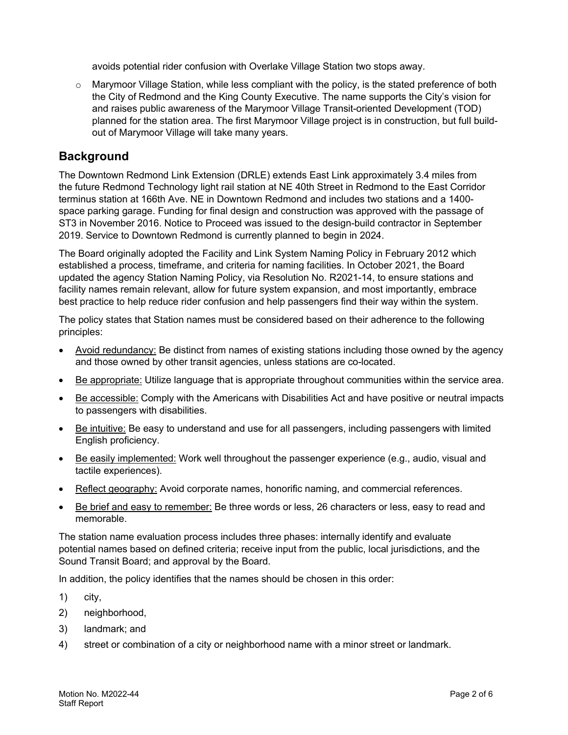avoids potential rider confusion with Overlake Village Station two stops away.

- Marymoor Village Station, while less compliant with the policy, is the stated preference of both the City of Redmond and the King County Executive. The name supports the City's vision for and raises public awareness of the Marymoor Village Transit-oriented Development (TOD) planned for the station area. The first Marymoor Village project is in construction, but full build-out of Marymoor Village will take many years.

## Background

The Downtown Redmond Link Extension (DRLE) extends East Link approximately 3.4 miles from the future Redmond Technology light rail station at NE 40th Street in Redmond to the East Corridor terminus station at 166th Ave. NE in Downtown Redmond and includes two stations and a 1400-space parking garage. Funding for final design and construction was approved with the passage of ST3 in November 2016. Notice to Proceed was issued to the design-build contractor in September 2019. Service to Downtown Redmond is currently planned to begin in 2024.

The Board originally adopted the Facility and Link System Naming Policy in February 2012 which established a process, timeframe, and criteria for naming facilities. In October 2021, the Board updated the agency Station Naming Policy, via Resolution No. R2021-14, to ensure stations and facility names remain relevant, allow for future system expansion, and most importantly, embrace best practice to help reduce rider confusion and help passengers find their way within the system.

The policy states that Station names must be considered based on their adherence to the following principles:

- <u>Avoid redundancy:</u> Be distinct from names of existing stations including those owned by the agency and those owned by other transit agencies, unless stations are co-located.
- <u>Be appropriate:</u> Utilize language that is appropriate throughout communities within the service area.
- <u>Be accessible:</u> Comply with the Americans with Disabilities Act and have positive or neutral impacts to passengers with disabilities.
- <u>Be intuitive:</u> Be easy to understand and use for all passengers, including passengers with limited English proficiency.
- <u>Be easily implemented:</u> Work well throughout the passenger experience (e.g., audio, visual and tactile experiences).
- <u>Reflect geography:</u> Avoid corporate names, honorific naming, and commercial references.
- <u>Be brief and easy to remember:</u> Be three words or less, 26 characters or less, easy to read and memorable.

The station name evaluation process includes three phases: internally identify and evaluate potential names based on defined criteria; receive input from the public, local jurisdictions, and the Sound Transit Board; and approval by the Board.

In addition, the policy identifies that the names should be chosen in this order:

1) city,
2) neighborhood,
3) landmark; and
4) street or combination of a city or neighborhood name with a minor street or landmark.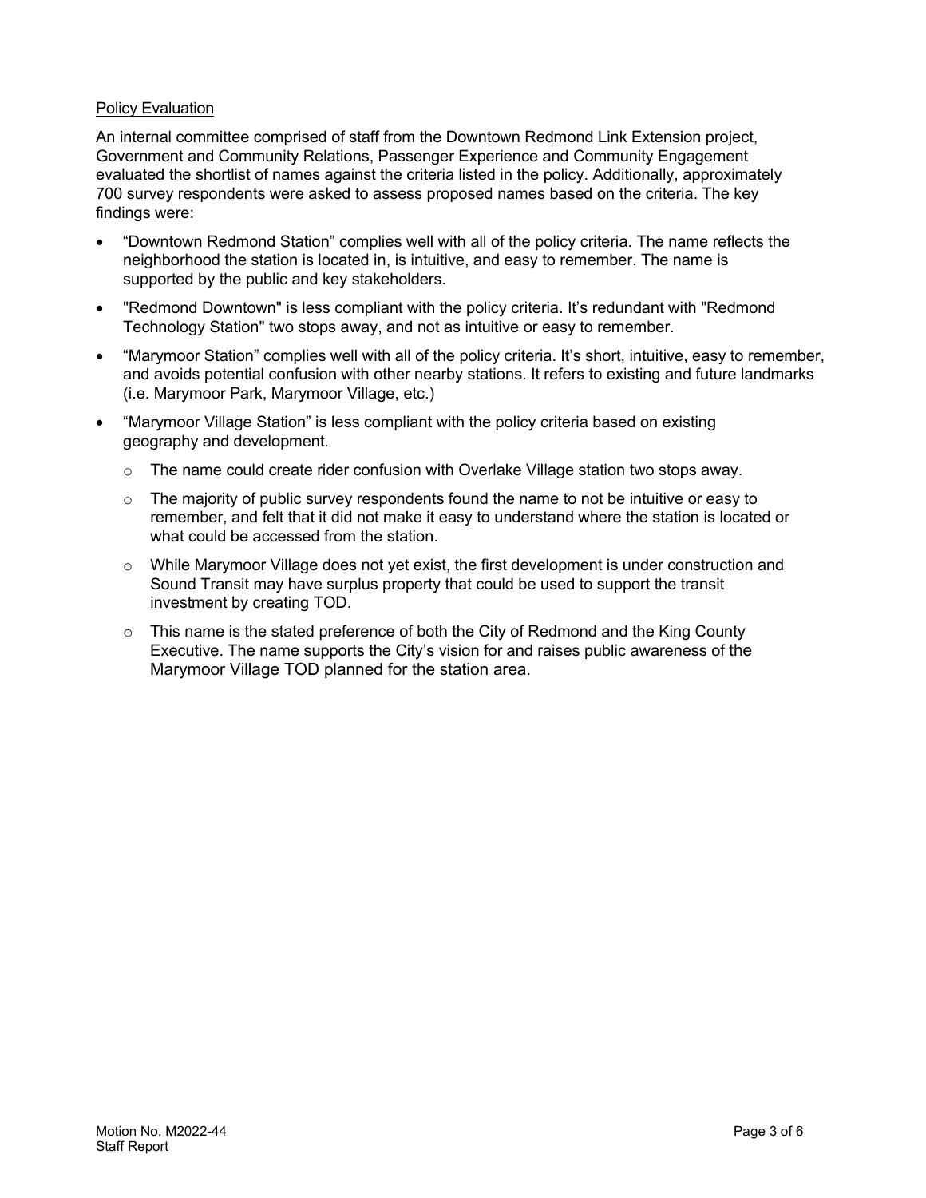Policy Evaluation

An internal committee comprised of staff from the Downtown Redmond Link Extension project, Government and Community Relations, Passenger Experience and Community Engagement evaluated the shortlist of names against the criteria listed in the policy. Additionally, approximately 700 survey respondents were asked to assess proposed names based on the criteria. The key findings were:

- "Downtown Redmond Station" complies well with all of the policy criteria. The name reflects the neighborhood the station is located in, is intuitive, and easy to remember. The name is supported by the public and key stakeholders.
- "Redmond Downtown" is less compliant with the policy criteria. It's redundant with "Redmond Technology Station" two stops away, and not as intuitive or easy to remember.
- "Marymoor Station" complies well with all of the policy criteria. It's short, intuitive, easy to remember, and avoids potential confusion with other nearby stations. It refers to existing and future landmarks (i.e. Marymoor Park, Marymoor Village, etc.)
- "Marymoor Village Station" is less compliant with the policy criteria based on existing geography and development.
  - The name could create rider confusion with Overlake Village station two stops away.
  - The majority of public survey respondents found the name to not be intuitive or easy to remember, and felt that it did not make it easy to understand where the station is located or what could be accessed from the station.
  - While Marymoor Village does not yet exist, the first development is under construction and Sound Transit may have surplus property that could be used to support the transit investment by creating TOD.
  - This name is the stated preference of both the City of Redmond and the King County Executive. The name supports the City's vision for and raises public awareness of the Marymoor Village TOD planned for the station area.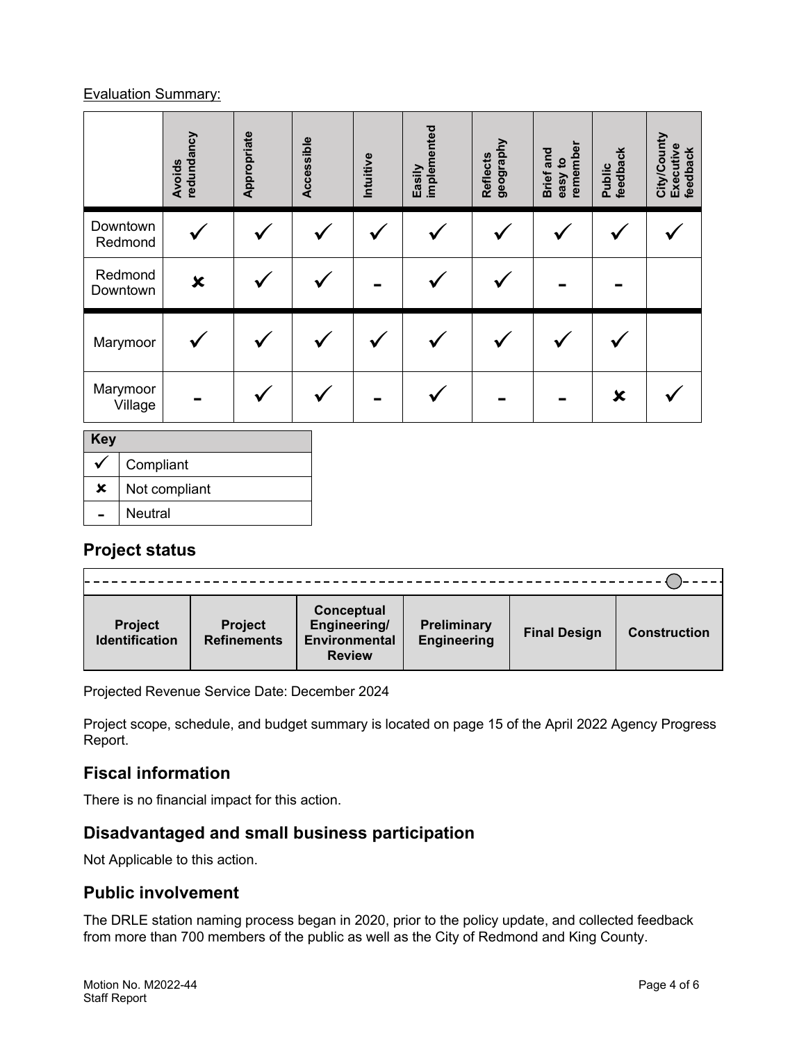Evaluation Summary:

| | Avoids redundancy | Appropriate | Accessible | Intuitive | Easily implemented | Reflects geography | Brief and easy to remember | Public feedback | City/County Executive feedback |
|---|---|---|---|---|---|---|---|---|---|
| Downtown Redmond | ✓ | ✓ | ✓ | ✓ | ✓ | ✓ | ✓ | ✓ | ✓ |
| Redmond Downtown | ✘ | ✓ | ✓ | - | ✓ | ✓ | - | - | |
| Marymoor | ✓ | ✓ | ✓ | ✓ | ✓ | ✓ | ✓ | ✓ | |
| Marymoor Village | - | ✓ | ✓ | - | ✓ | - | - | ✘ | ✓ |

| Key | |
|---|---|
| ✓ | Compliant |
| ✘ | Not compliant |
| - | Neutral |

## Project status

| Project Identification | Project Refinements | Conceptual Engineering/ Environmental Review | Preliminary Engineering | Final Design | Construction |
|---|---|---|---|---|---|

Projected Revenue Service Date: December 2024

Project scope, schedule, and budget summary is located on page 15 of the April 2022 Agency Progress Report.

## Fiscal information

There is no financial impact for this action.

## Disadvantaged and small business participation

Not Applicable to this action.

## Public involvement

The DRLE station naming process began in 2020, prior to the policy update, and collected feedback from more than 700 members of the public as well as the City of Redmond and King County.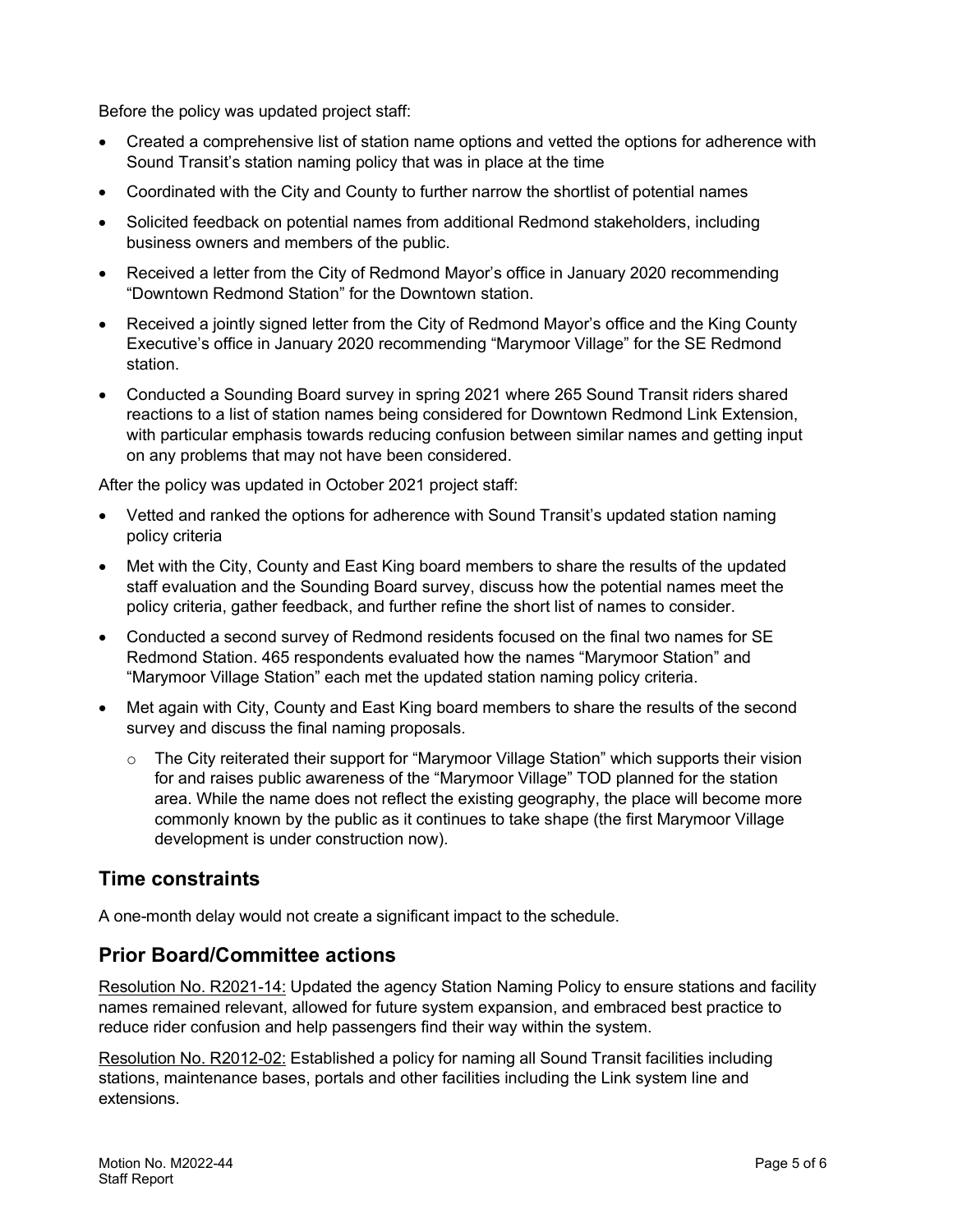Before the policy was updated project staff:

- Created a comprehensive list of station name options and vetted the options for adherence with Sound Transit's station naming policy that was in place at the time
- Coordinated with the City and County to further narrow the shortlist of potential names
- Solicited feedback on potential names from additional Redmond stakeholders, including business owners and members of the public.
- Received a letter from the City of Redmond Mayor's office in January 2020 recommending "Downtown Redmond Station" for the Downtown station.
- Received a jointly signed letter from the City of Redmond Mayor's office and the King County Executive's office in January 2020 recommending "Marymoor Village" for the SE Redmond station.
- Conducted a Sounding Board survey in spring 2021 where 265 Sound Transit riders shared reactions to a list of station names being considered for Downtown Redmond Link Extension, with particular emphasis towards reducing confusion between similar names and getting input on any problems that may not have been considered.

After the policy was updated in October 2021 project staff:

- Vetted and ranked the options for adherence with Sound Transit's updated station naming policy criteria
- Met with the City, County and East King board members to share the results of the updated staff evaluation and the Sounding Board survey, discuss how the potential names meet the policy criteria, gather feedback, and further refine the short list of names to consider.
- Conducted a second survey of Redmond residents focused on the final two names for SE Redmond Station. 465 respondents evaluated how the names "Marymoor Station" and "Marymoor Village Station" each met the updated station naming policy criteria.
- Met again with City, County and East King board members to share the results of the second survey and discuss the final naming proposals.
  - The City reiterated their support for "Marymoor Village Station" which supports their vision for and raises public awareness of the "Marymoor Village" TOD planned for the station area. While the name does not reflect the existing geography, the place will become more commonly known by the public as it continues to take shape (the first Marymoor Village development is under construction now).

## Time constraints

A one-month delay would not create a significant impact to the schedule.

## Prior Board/Committee actions

Resolution No. R2021-14: Updated the agency Station Naming Policy to ensure stations and facility names remained relevant, allowed for future system expansion, and embraced best practice to reduce rider confusion and help passengers find their way within the system.

Resolution No. R2012-02: Established a policy for naming all Sound Transit facilities including stations, maintenance bases, portals and other facilities including the Link system line and extensions.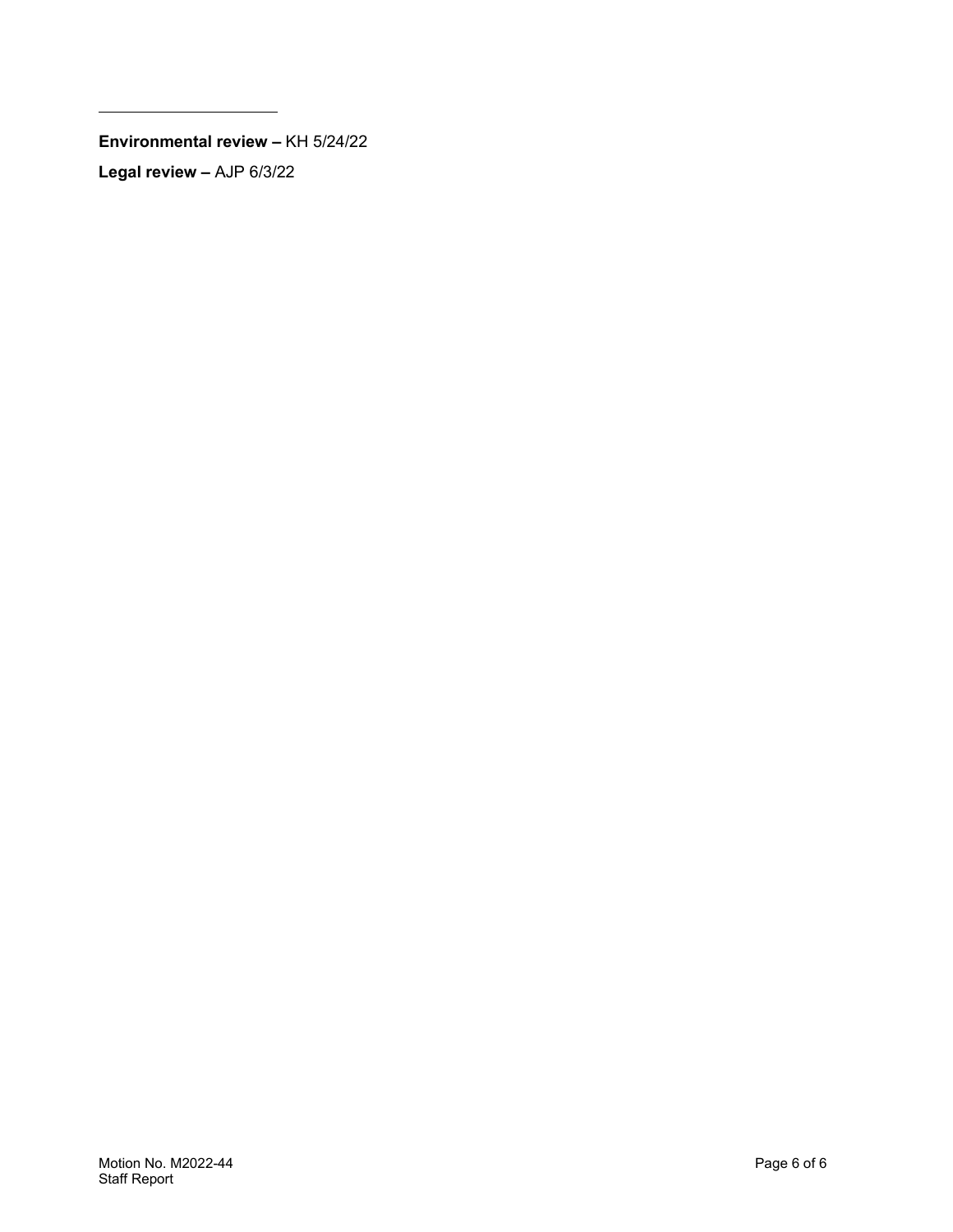---

**Environmental review –** KH 5/24/22

**Legal review –** AJP 6/3/22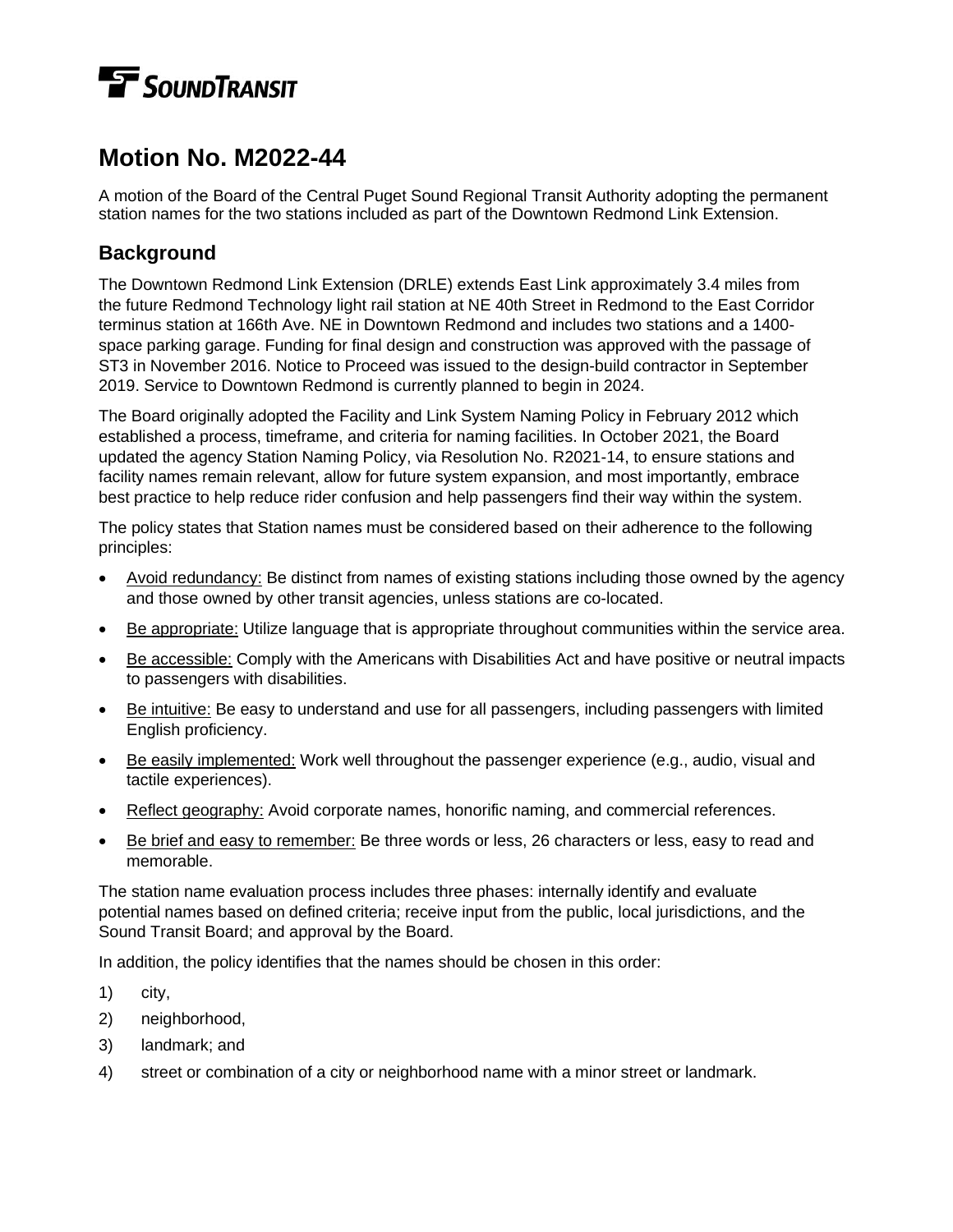# Motion No. M2022-44

A motion of the Board of the Central Puget Sound Regional Transit Authority adopting the permanent station names for the two stations included as part of the Downtown Redmond Link Extension.

## Background

The Downtown Redmond Link Extension (DRLE) extends East Link approximately 3.4 miles from the future Redmond Technology light rail station at NE 40th Street in Redmond to the East Corridor terminus station at 166th Ave. NE in Downtown Redmond and includes two stations and a 1400-space parking garage. Funding for final design and construction was approved with the passage of ST3 in November 2016. Notice to Proceed was issued to the design-build contractor in September 2019. Service to Downtown Redmond is currently planned to begin in 2024.

The Board originally adopted the Facility and Link System Naming Policy in February 2012 which established a process, timeframe, and criteria for naming facilities. In October 2021, the Board updated the agency Station Naming Policy, via Resolution No. R2021-14, to ensure stations and facility names remain relevant, allow for future system expansion, and most importantly, embrace best practice to help reduce rider confusion and help passengers find their way within the system.

The policy states that Station names must be considered based on their adherence to the following principles:

- Avoid redundancy: Be distinct from names of existing stations including those owned by the agency and those owned by other transit agencies, unless stations are co-located.
- Be appropriate: Utilize language that is appropriate throughout communities within the service area.
- Be accessible: Comply with the Americans with Disabilities Act and have positive or neutral impacts to passengers with disabilities.
- Be intuitive: Be easy to understand and use for all passengers, including passengers with limited English proficiency.
- Be easily implemented: Work well throughout the passenger experience (e.g., audio, visual and tactile experiences).
- Reflect geography: Avoid corporate names, honorific naming, and commercial references.
- Be brief and easy to remember: Be three words or less, 26 characters or less, easy to read and memorable.

The station name evaluation process includes three phases: internally identify and evaluate potential names based on defined criteria; receive input from the public, local jurisdictions, and the Sound Transit Board; and approval by the Board.

In addition, the policy identifies that the names should be chosen in this order:

1) city,
2) neighborhood,
3) landmark; and
4) street or combination of a city or neighborhood name with a minor street or landmark.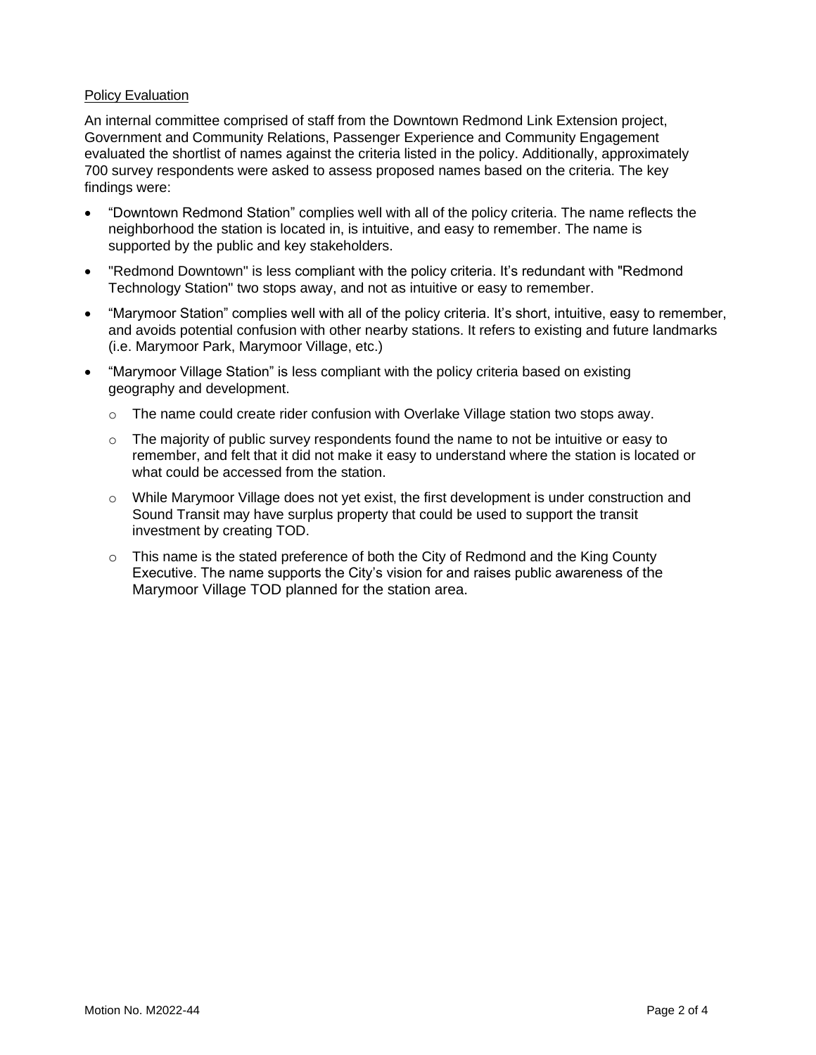<u>Policy Evaluation</u>

An internal committee comprised of staff from the Downtown Redmond Link Extension project, Government and Community Relations, Passenger Experience and Community Engagement evaluated the shortlist of names against the criteria listed in the policy. Additionally, approximately 700 survey respondents were asked to assess proposed names based on the criteria. The key findings were:

- "Downtown Redmond Station" complies well with all of the policy criteria. The name reflects the neighborhood the station is located in, is intuitive, and easy to remember. The name is supported by the public and key stakeholders.
- "Redmond Downtown" is less compliant with the policy criteria. It's redundant with "Redmond Technology Station" two stops away, and not as intuitive or easy to remember.
- "Marymoor Station" complies well with all of the policy criteria. It's short, intuitive, easy to remember, and avoids potential confusion with other nearby stations. It refers to existing and future landmarks (i.e. Marymoor Park, Marymoor Village, etc.)
- "Marymoor Village Station" is less compliant with the policy criteria based on existing geography and development.
  - The name could create rider confusion with Overlake Village station two stops away.
  - The majority of public survey respondents found the name to not be intuitive or easy to remember, and felt that it did not make it easy to understand where the station is located or what could be accessed from the station.
  - While Marymoor Village does not yet exist, the first development is under construction and Sound Transit may have surplus property that could be used to support the transit investment by creating TOD.
  - This name is the stated preference of both the City of Redmond and the King County Executive. The name supports the City's vision for and raises public awareness of the Marymoor Village TOD planned for the station area.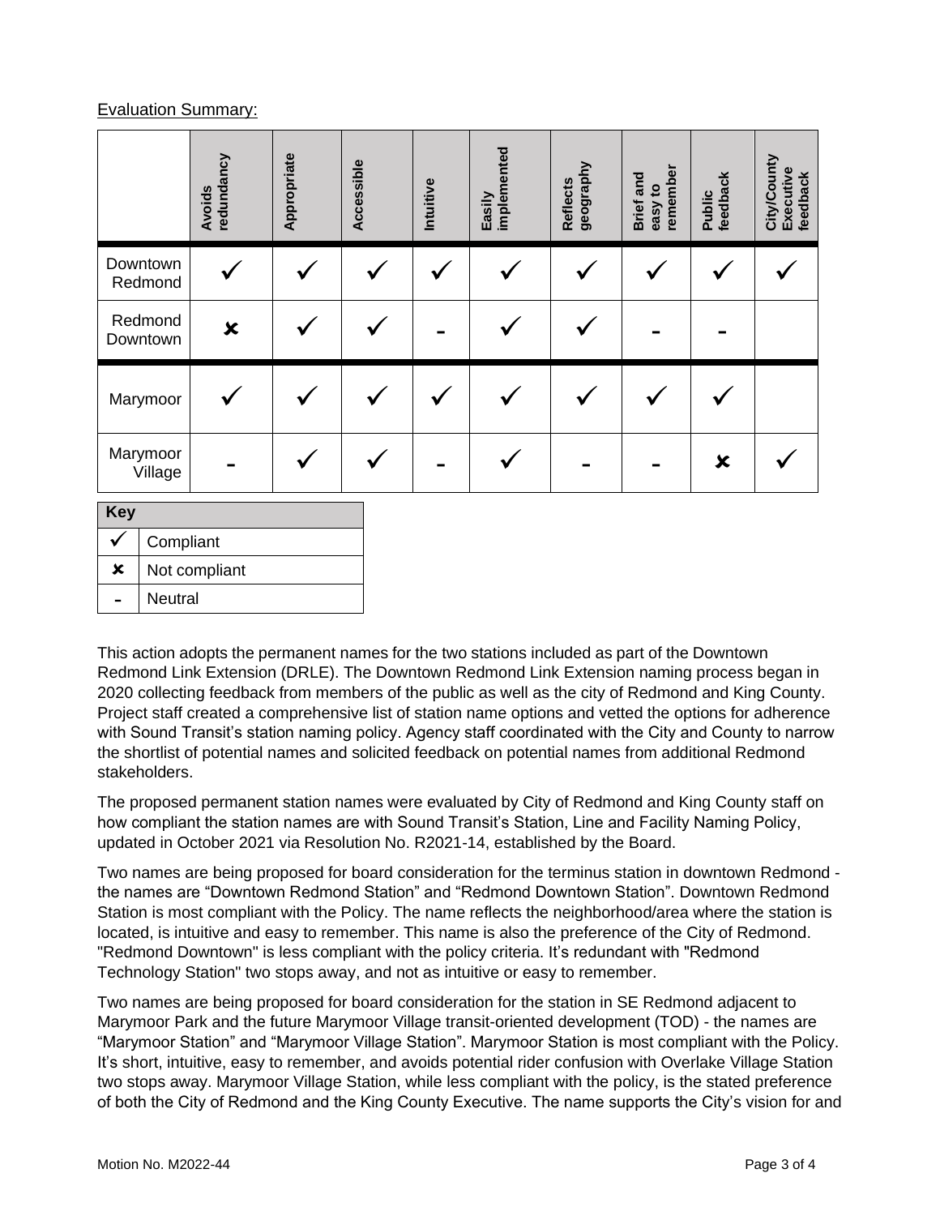Evaluation Summary:

| | Avoids redundancy | Appropriate | Accessible | Intuitive | Easily implemented | Reflects geography | Brief and easy to remember | Public feedback | City/County Executive feedback |
|---|---|---|---|---|---|---|---|---|---|
| Downtown Redmond | ✓ | ✓ | ✓ | ✓ | ✓ | ✓ | ✓ | ✓ | ✓ |
| Redmond Downtown | ✘ | ✓ | ✓ | - | ✓ | ✓ | - | - | |
| Marymoor | ✓ | ✓ | ✓ | ✓ | ✓ | ✓ | ✓ | ✓ | |
| Marymoor Village | - | ✓ | ✓ | - | ✓ | - | - | ✘ | ✓ |

| Key | |
|---|---|
| ✓ | Compliant |
| ✘ | Not compliant |
| - | Neutral |

This action adopts the permanent names for the two stations included as part of the Downtown Redmond Link Extension (DRLE). The Downtown Redmond Link Extension naming process began in 2020 collecting feedback from members of the public as well as the city of Redmond and King County. Project staff created a comprehensive list of station name options and vetted the options for adherence with Sound Transit's station naming policy. Agency staff coordinated with the City and County to narrow the shortlist of potential names and solicited feedback on potential names from additional Redmond stakeholders.

The proposed permanent station names were evaluated by City of Redmond and King County staff on how compliant the station names are with Sound Transit's Station, Line and Facility Naming Policy, updated in October 2021 via Resolution No. R2021-14, established by the Board.

Two names are being proposed for board consideration for the terminus station in downtown Redmond - the names are "Downtown Redmond Station" and "Redmond Downtown Station". Downtown Redmond Station is most compliant with the Policy. The name reflects the neighborhood/area where the station is located, is intuitive and easy to remember. This name is also the preference of the City of Redmond. "Redmond Downtown" is less compliant with the policy criteria. It's redundant with "Redmond Technology Station" two stops away, and not as intuitive or easy to remember.

Two names are being proposed for board consideration for the station in SE Redmond adjacent to Marymoor Park and the future Marymoor Village transit-oriented development (TOD) - the names are "Marymoor Station" and "Marymoor Village Station". Marymoor Station is most compliant with the Policy. It's short, intuitive, easy to remember, and avoids potential rider confusion with Overlake Village Station two stops away. Marymoor Village Station, while less compliant with the policy, is the stated preference of both the City of Redmond and the King County Executive. The name supports the City's vision for and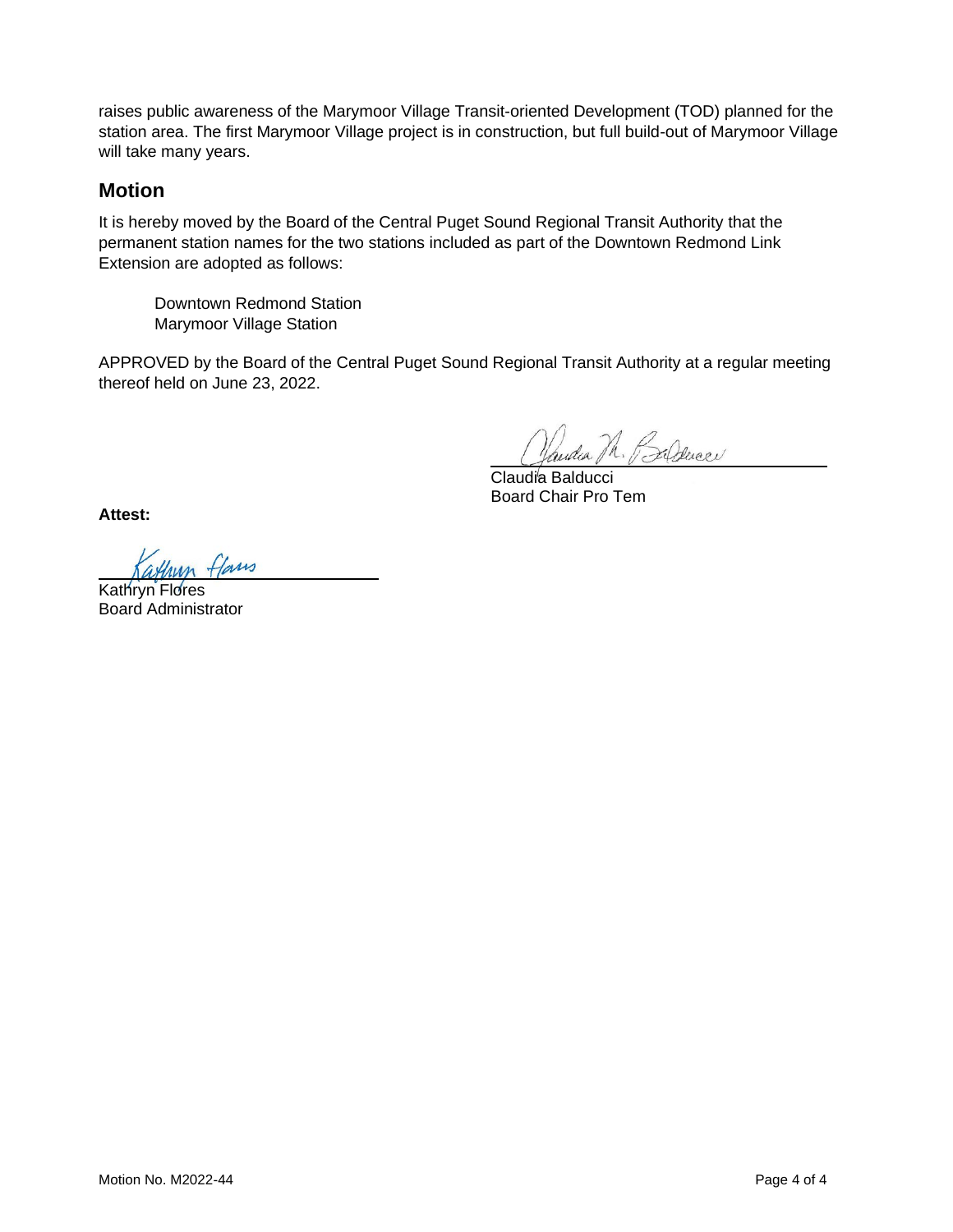raises public awareness of the Marymoor Village Transit-oriented Development (TOD) planned for the station area. The first Marymoor Village project is in construction, but full build-out of Marymoor Village will take many years.

## Motion

It is hereby moved by the Board of the Central Puget Sound Regional Transit Authority that the permanent station names for the two stations included as part of the Downtown Redmond Link Extension are adopted as follows:

Downtown Redmond Station
Marymoor Village Station

APPROVED by the Board of the Central Puget Sound Regional Transit Authority at a regular meeting thereof held on June 23, 2022.

Claudia Balducci
Board Chair Pro Tem

**Attest:**

Kathryn Flores
Board Administrator